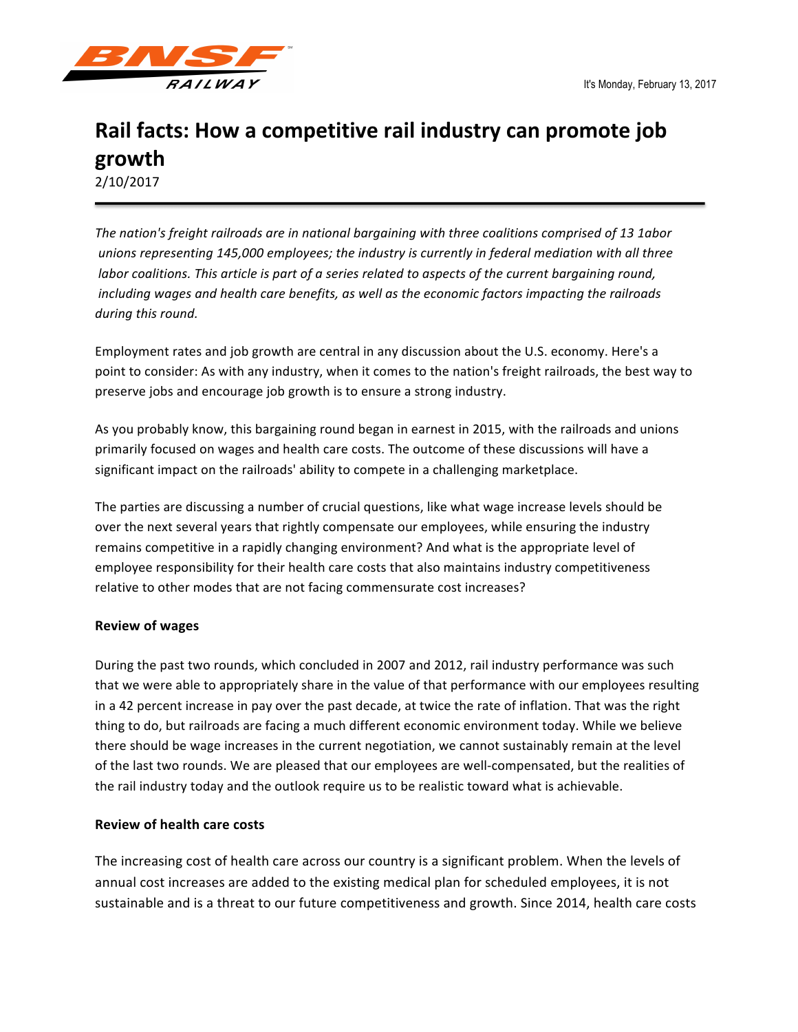It's Monday, February 13, 2017

# Rail facts: How a competitive rail industry can promote job growth

2/10/2017

---

*The nation's freight railroads are in national bargaining with three coalitions comprised of 13 1abor unions representing 145,000 employees; the industry is currently in federal mediation with all three labor coalitions. This article is part of a series related to aspects of the current bargaining round, including wages and health care benefits, as well as the economic factors impacting the railroads during this round.*

Employment rates and job growth are central in any discussion about the U.S. economy. Here's a point to consider: As with any industry, when it comes to the nation's freight railroads, the best way to preserve jobs and encourage job growth is to ensure a strong industry.

As you probably know, this bargaining round began in earnest in 2015, with the railroads and unions primarily focused on wages and health care costs. The outcome of these discussions will have a significant impact on the railroads' ability to compete in a challenging marketplace.

The parties are discussing a number of crucial questions, like what wage increase levels should be over the next several years that rightly compensate our employees, while ensuring the industry remains competitive in a rapidly changing environment? And what is the appropriate level of employee responsibility for their health care costs that also maintains industry competitiveness relative to other modes that are not facing commensurate cost increases?

**Review of wages**

During the past two rounds, which concluded in 2007 and 2012, rail industry performance was such that we were able to appropriately share in the value of that performance with our employees resulting in a 42 percent increase in pay over the past decade, at twice the rate of inflation. That was the right thing to do, but railroads are facing a much different economic environment today. While we believe there should be wage increases in the current negotiation, we cannot sustainably remain at the level of the last two rounds. We are pleased that our employees are well-compensated, but the realities of the rail industry today and the outlook require us to be realistic toward what is achievable.

**Review of health care costs**

The increasing cost of health care across our country is a significant problem. When the levels of annual cost increases are added to the existing medical plan for scheduled employees, it is not sustainable and is a threat to our future competitiveness and growth. Since 2014, health care costs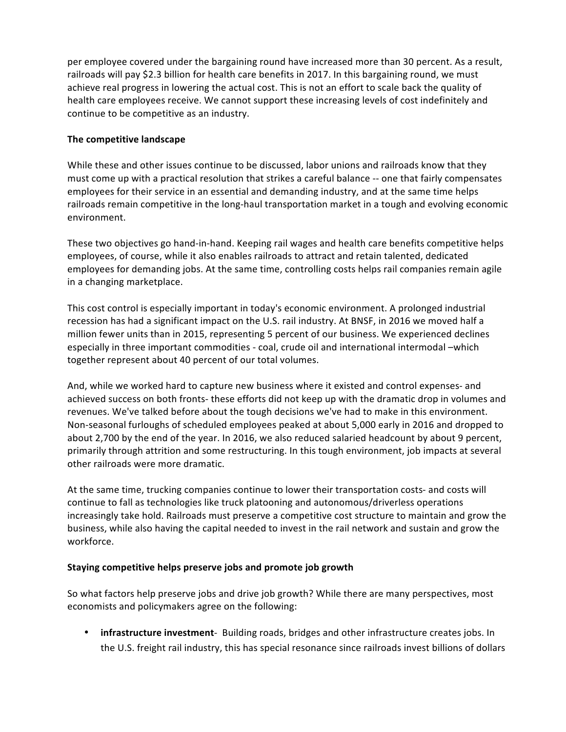per employee covered under the bargaining round have increased more than 30 percent. As a result, railroads will pay $2.3 billion for health care benefits in 2017. In this bargaining round, we must achieve real progress in lowering the actual cost. This is not an effort to scale back the quality of health care employees receive. We cannot support these increasing levels of cost indefinitely and continue to be competitive as an industry.

**The competitive landscape**

While these and other issues continue to be discussed, labor unions and railroads know that they must come up with a practical resolution that strikes a careful balance -- one that fairly compensates employees for their service in an essential and demanding industry, and at the same time helps railroads remain competitive in the long-haul transportation market in a tough and evolving economic environment.

These two objectives go hand-in-hand. Keeping rail wages and health care benefits competitive helps employees, of course, while it also enables railroads to attract and retain talented, dedicated employees for demanding jobs. At the same time, controlling costs helps rail companies remain agile in a changing marketplace.

This cost control is especially important in today's economic environment. A prolonged industrial recession has had a significant impact on the U.S. rail industry. At BNSF, in 2016 we moved half a million fewer units than in 2015, representing 5 percent of our business. We experienced declines especially in three important commodities - coal, crude oil and international intermodal –which together represent about 40 percent of our total volumes.

And, while we worked hard to capture new business where it existed and control expenses- and achieved success on both fronts- these efforts did not keep up with the dramatic drop in volumes and revenues. We've talked before about the tough decisions we've had to make in this environment. Non-seasonal furloughs of scheduled employees peaked at about 5,000 early in 2016 and dropped to about 2,700 by the end of the year. In 2016, we also reduced salaried headcount by about 9 percent, primarily through attrition and some restructuring. In this tough environment, job impacts at several other railroads were more dramatic.

At the same time, trucking companies continue to lower their transportation costs- and costs will continue to fall as technologies like truck platooning and autonomous/driverless operations increasingly take hold. Railroads must preserve a competitive cost structure to maintain and grow the business, while also having the capital needed to invest in the rail network and sustain and grow the workforce.

**Staying competitive helps preserve jobs and promote job growth**

So what factors help preserve jobs and drive job growth? While there are many perspectives, most economists and policymakers agree on the following:

- **infrastructure investment**- Building roads, bridges and other infrastructure creates jobs. In the U.S. freight rail industry, this has special resonance since railroads invest billions of dollars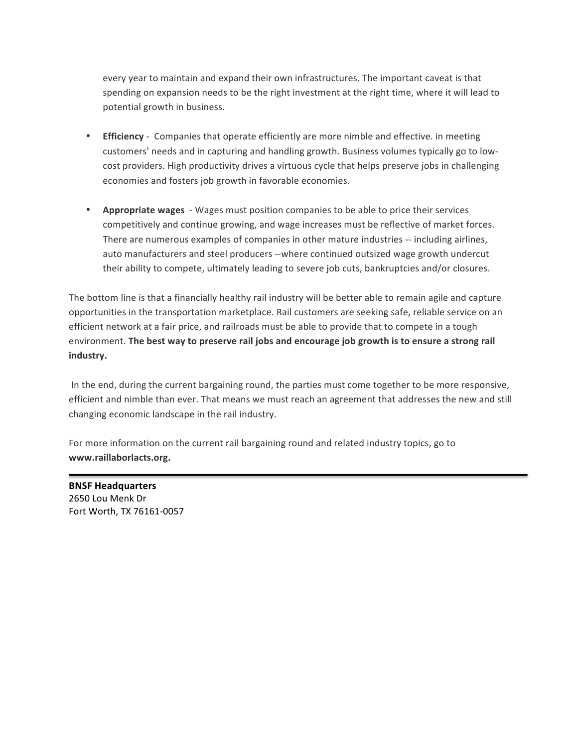every year to maintain and expand their own infrastructures. The important caveat is that spending on expansion needs to be the right investment at the right time, where it will lead to potential growth in business.

- **Efficiency** - Companies that operate efficiently are more nimble and effective. in meeting customers' needs and in capturing and handling growth. Business volumes typically go to low-cost providers. High productivity drives a virtuous cycle that helps preserve jobs in challenging economies and fosters job growth in favorable economies.

- **Appropriate wages** - Wages must position companies to be able to price their services competitively and continue growing, and wage increases must be reflective of market forces. There are numerous examples of companies in other mature industries -- including airlines, auto manufacturers and steel producers --where continued outsized wage growth undercut their ability to compete, ultimately leading to severe job cuts, bankruptcies and/or closures.

The bottom line is that a financially healthy rail industry will be better able to remain agile and capture opportunities in the transportation marketplace. Rail customers are seeking safe, reliable service on an efficient network at a fair price, and railroads must be able to provide that to compete in a tough environment. **The best way to preserve rail jobs and encourage job growth is to ensure a strong rail industry.**

In the end, during the current bargaining round, the parties must come together to be more responsive, efficient and nimble than ever. That means we must reach an agreement that addresses the new and still changing economic landscape in the rail industry.

For more information on the current rail bargaining round and related industry topics, go to **www.raillaborlacts.org.**

---

**BNSF Headquarters**
2650 Lou Menk Dr
Fort Worth, TX 76161-0057